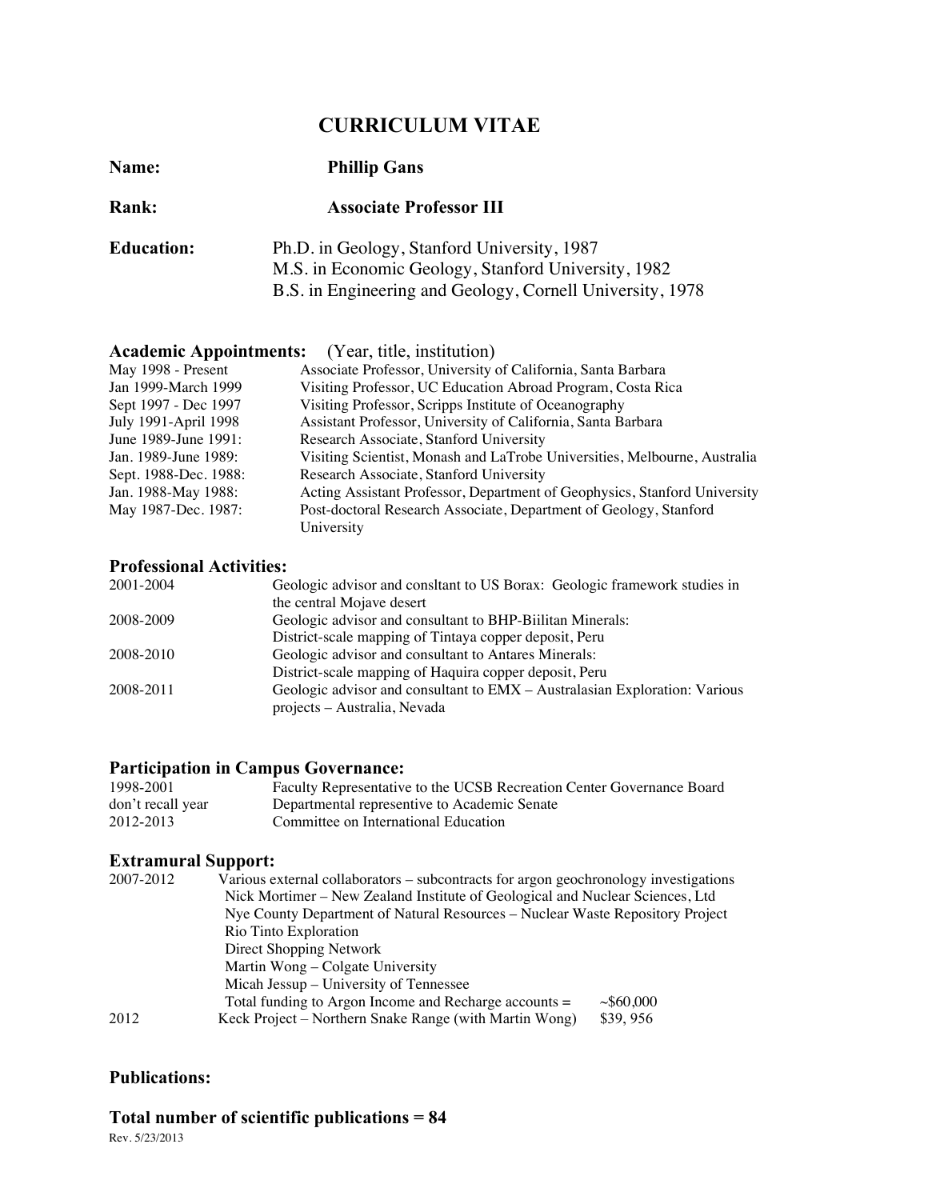# CURRICULUM VITAE

**Name:** **Phillip Gans**

**Rank:** **Associate Professor III**

**Education:**
Ph.D. in Geology, Stanford University, 1987
M.S. in Economic Geology, Stanford University, 1982
B.S. in Engineering and Geology, Cornell University, 1978

## Academic Appointments: (Year, title, institution)

| | |
|---|---|
| May 1998 - Present | Associate Professor, University of California, Santa Barbara |
| Jan 1999-March 1999 | Visiting Professor, UC Education Abroad Program, Costa Rica |
| Sept 1997 - Dec 1997 | Visiting Professor, Scripps Institute of Oceanography |
| July 1991-April 1998 | Assistant Professor, University of California, Santa Barbara |
| June 1989-June 1991: | Research Associate, Stanford University |
| Jan. 1989-June 1989: | Visiting Scientist, Monash and LaTrobe Universities, Melbourne, Australia |
| Sept. 1988-Dec. 1988: | Research Associate, Stanford University |
| Jan. 1988-May 1988: | Acting Assistant Professor, Department of Geophysics, Stanford University |
| May 1987-Dec. 1987: | Post-doctoral Research Associate, Department of Geology, Stanford University |

## Professional Activities:

| | |
|---|---|
| 2001-2004 | Geologic advisor and consltant to US Borax: Geologic framework studies in the central Mojave desert |
| 2008-2009 | Geologic advisor and consultant to BHP-Biilitan Minerals: District-scale mapping of Tintaya copper deposit, Peru |
| 2008-2010 | Geologic advisor and consultant to Antares Minerals: District-scale mapping of Haquira copper deposit, Peru |
| 2008-2011 | Geologic advisor and consultant to EMX – Australasian Exploration: Various projects – Australia, Nevada |

## Participation in Campus Governance:

| | |
|---|---|
| 1998-2001 | Faculty Representative to the UCSB Recreation Center Governance Board |
| don't recall year | Departmental representive to Academic Senate |
| 2012-2013 | Committee on International Education |

## Extramural Support:

| | | |
|---|---|---|
| 2007-2012 | Various external collaborators – subcontracts for argon geochronology investigations | |
| | Nick Mortimer – New Zealand Institute of Geological and Nuclear Sciences, Ltd | |
| | Nye County Department of Natural Resources – Nuclear Waste Repository Project | |
| | Rio Tinto Exploration | |
| | Direct Shopping Network | |
| | Martin Wong – Colgate University | |
| | Micah Jessup – University of Tennessee | |
| | Total funding to Argon Income and Recharge accounts = | ~$60,000 |
| 2012 | Keck Project – Northern Snake Range (with Martin Wong) | $39, 956 |

## Publications:

## Total number of scientific publications = 84

Rev. 5/23/2013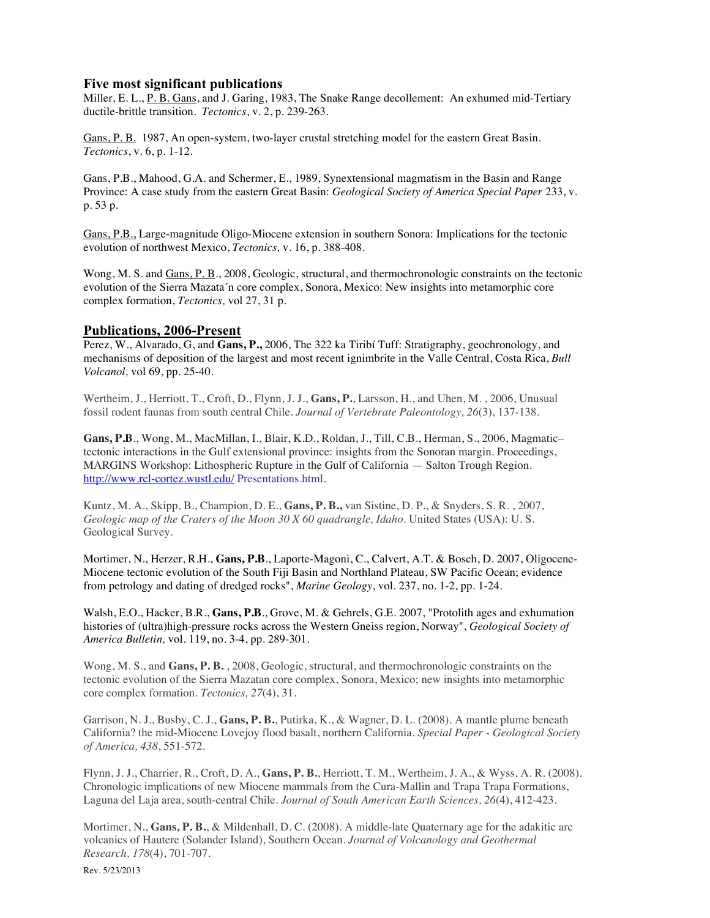## Five most significant publications

Miller, E. L., P. B. Gans, and J. Garing, 1983, The Snake Range decollement: An exhumed mid-Tertiary ductile-brittle transition. *Tectonics*, v. 2, p. 239-263.

Gans, P. B. 1987, An open-system, two-layer crustal stretching model for the eastern Great Basin. *Tectonics*, v. 6, p. 1-12.

Gans, P.B., Mahood, G.A. and Schermer, E., 1989, Synextensional magmatism in the Basin and Range Province: A case study from the eastern Great Basin: *Geological Society of America Special Paper* 233, v. p. 53 p.

Gans, P.B., Large-magnitude Oligo-Miocene extension in southern Sonora: Implications for the tectonic evolution of northwest Mexico, *Tectonics,* v. 16, p. 388-408.

Wong, M. S. and Gans, P. B., 2008, Geologic, structural, and thermochronologic constraints on the tectonic evolution of the Sierra Mazata´n core complex, Sonora, Mexico: New insights into metamorphic core complex formation, *Tectonics,* vol 27, 31 p.

## Publications, 2006-Present

Perez, W., Alvarado, G, and **Gans, P.,** 2006, The 322 ka Tiribí Tuff: Stratigraphy, geochronology, and mechanisms of deposition of the largest and most recent ignimbrite in the Valle Central, Costa Rica, *Bull Volcanol,* vol 69, pp. 25-40.

Wertheim, J., Herriott, T., Croft, D., Flynn, J. J., **Gans, P.**, Larsson, H., and Uhen, M. , 2006, Unusual fossil rodent faunas from south central Chile. *Journal of Vertebrate Paleontology, 26*(3), 137-138.

**Gans, P.B**., Wong, M., MacMillan, I., Blair, K.D., Roldan, J., Till, C.B., Herman, S., 2006, Magmatic–tectonic interactions in the Gulf extensional province: insights from the Sonoran margin. Proceedings, MARGINS Workshop: Lithospheric Rupture in the Gulf of California — Salton Trough Region. http://www.rcl-cortez.wustl.edu/ Presentations.html.

Kuntz, M. A., Skipp, B., Champion, D. E., **Gans, P. B.,** van Sistine, D. P., & Snyders, S. R. , 2007, *Geologic map of the Craters of the Moon 30 X 60 quadrangle, Idaho*. United States (USA): U. S. Geological Survey.

Mortimer, N., Herzer, R.H., **Gans, P.B**., Laporte-Magoni, C., Calvert, A.T. & Bosch, D. 2007, Oligocene-Miocene tectonic evolution of the South Fiji Basin and Northland Plateau, SW Pacific Ocean; evidence from petrology and dating of dredged rocks", *Marine Geology,* vol. 237, no. 1-2, pp. 1-24.

Walsh, E.O., Hacker, B.R., **Gans, P.B**., Grove, M. & Gehrels, G.E. 2007, "Protolith ages and exhumation histories of (ultra)high-pressure rocks across the Western Gneiss region, Norway", *Geological Society of America Bulletin,* vol. 119, no. 3-4, pp. 289-301.

Wong, M. S., and **Gans, P. B.** , 2008, Geologic, structural, and thermochronologic constraints on the tectonic evolution of the Sierra Mazatan core complex, Sonora, Mexico; new insights into metamorphic core complex formation. *Tectonics, 27*(4), 31.

Garrison, N. J., Busby, C. J., **Gans, P. B.**, Putirka, K., & Wagner, D. L. (2008). A mantle plume beneath California? the mid-Miocene Lovejoy flood basalt, northern California. *Special Paper - Geological Society of America, 438*, 551-572.

Flynn, J. J., Charrier, R., Croft, D. A., **Gans, P. B.**, Herriott, T. M., Wertheim, J. A., & Wyss, A. R. (2008). Chronologic implications of new Miocene mammals from the Cura-Mallin and Trapa Trapa Formations, Laguna del Laja area, south-central Chile. *Journal of South American Earth Sciences, 26*(4), 412-423.

Mortimer, N., **Gans, P. B.**, & Mildenhall, D. C. (2008). A middle-late Quaternary age for the adakitic arc volcanics of Hautere (Solander Island), Southern Ocean. *Journal of Volcanology and Geothermal Research, 178*(4), 701-707.

Rev. 5/23/2013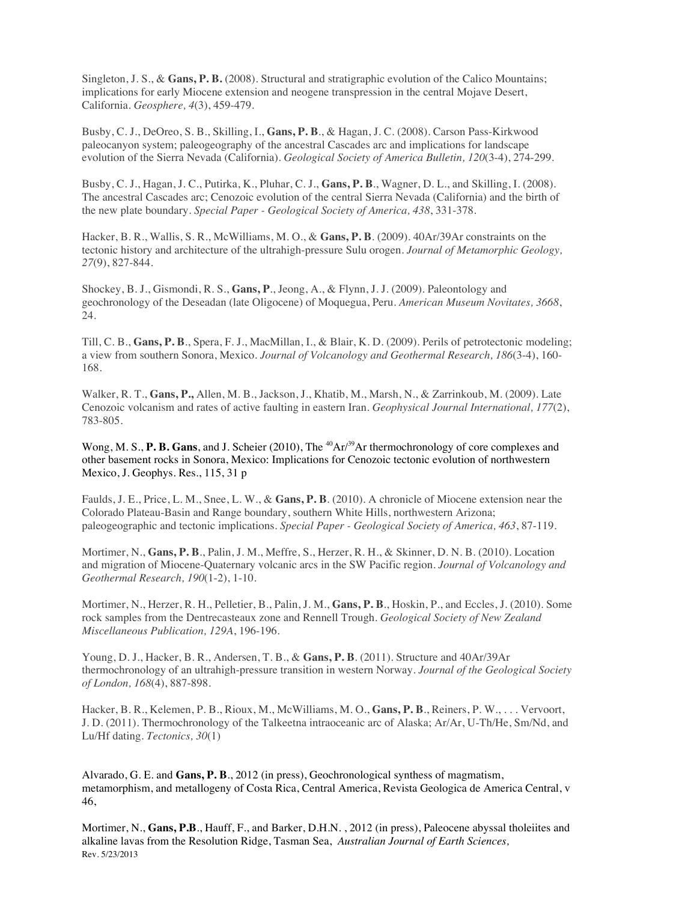Singleton, J. S., & **Gans, P. B.** (2008). Structural and stratigraphic evolution of the Calico Mountains; implications for early Miocene extension and neogene transpression in the central Mojave Desert, California. *Geosphere, 4*(3), 459-479.

Busby, C. J., DeOreo, S. B., Skilling, I., **Gans, P. B**., & Hagan, J. C. (2008). Carson Pass-Kirkwood paleocanyon system; paleogeography of the ancestral Cascades arc and implications for landscape evolution of the Sierra Nevada (California). *Geological Society of America Bulletin, 120*(3-4), 274-299.

Busby, C. J., Hagan, J. C., Putirka, K., Pluhar, C. J., **Gans, P. B**., Wagner, D. L., and Skilling, I. (2008). The ancestral Cascades arc; Cenozoic evolution of the central Sierra Nevada (California) and the birth of the new plate boundary. *Special Paper - Geological Society of America, 438*, 331-378.

Hacker, B. R., Wallis, S. R., McWilliams, M. O., & **Gans, P. B**. (2009). 40Ar/39Ar constraints on the tectonic history and architecture of the ultrahigh-pressure Sulu orogen. *Journal of Metamorphic Geology, 27*(9), 827-844.

Shockey, B. J., Gismondi, R. S., **Gans, P**., Jeong, A., & Flynn, J. J. (2009). Paleontology and geochronology of the Deseadan (late Oligocene) of Moquegua, Peru. *American Museum Novitates, 3668*, 24.

Till, C. B., **Gans, P. B**., Spera, F. J., MacMillan, I., & Blair, K. D. (2009). Perils of petrotectonic modeling; a view from southern Sonora, Mexico. *Journal of Volcanology and Geothermal Research, 186*(3-4), 160-168.

Walker, R. T., **Gans, P.,** Allen, M. B., Jackson, J., Khatib, M., Marsh, N., & Zarrinkoub, M. (2009). Late Cenozoic volcanism and rates of active faulting in eastern Iran. *Geophysical Journal International, 177*(2), 783-805.

Wong, M. S., **P. B. Gans**, and J. Scheier (2010), The $^{40}Ar/^{39}Ar$ thermochronology of core complexes and other basement rocks in Sonora, Mexico: Implications for Cenozoic tectonic evolution of northwestern Mexico, J. Geophys. Res., 115, 31 p

Faulds, J. E., Price, L. M., Snee, L. W., & **Gans, P. B**. (2010). A chronicle of Miocene extension near the Colorado Plateau-Basin and Range boundary, southern White Hills, northwestern Arizona; paleogeographic and tectonic implications. *Special Paper - Geological Society of America, 463*, 87-119.

Mortimer, N., **Gans, P. B**., Palin, J. M., Meffre, S., Herzer, R. H., & Skinner, D. N. B. (2010). Location and migration of Miocene-Quaternary volcanic arcs in the SW Pacific region. *Journal of Volcanology and Geothermal Research, 190*(1-2), 1-10.

Mortimer, N., Herzer, R. H., Pelletier, B., Palin, J. M., **Gans, P. B**., Hoskin, P., and Eccles, J. (2010). Some rock samples from the Dentrecasteaux zone and Rennell Trough. *Geological Society of New Zealand Miscellaneous Publication, 129A*, 196-196.

Young, D. J., Hacker, B. R., Andersen, T. B., & **Gans, P. B**. (2011). Structure and 40Ar/39Ar thermochronology of an ultrahigh-pressure transition in western Norway. *Journal of the Geological Society of London, 168*(4), 887-898.

Hacker, B. R., Kelemen, P. B., Rioux, M., McWilliams, M. O., **Gans, P. B**., Reiners, P. W., . . . Vervoort, J. D. (2011). Thermochronology of the Talkeetna intraoceanic arc of Alaska; Ar/Ar, U-Th/He, Sm/Nd, and Lu/Hf dating. *Tectonics, 30*(1)

Alvarado, G. E. and **Gans, P. B**., 2012 (in press), Geochronological synthess of magmatism, metamorphism, and metallogeny of Costa Rica, Central America, Revista Geologica de America Central, v 46,

Mortimer, N., **Gans, P.B**., Hauff, F., and Barker, D.H.N. , 2012 (in press), Paleocene abyssal tholeiites and alkaline lavas from the Resolution Ridge, Tasman Sea, *Australian Journal of Earth Sciences,*

Rev. 5/23/2013